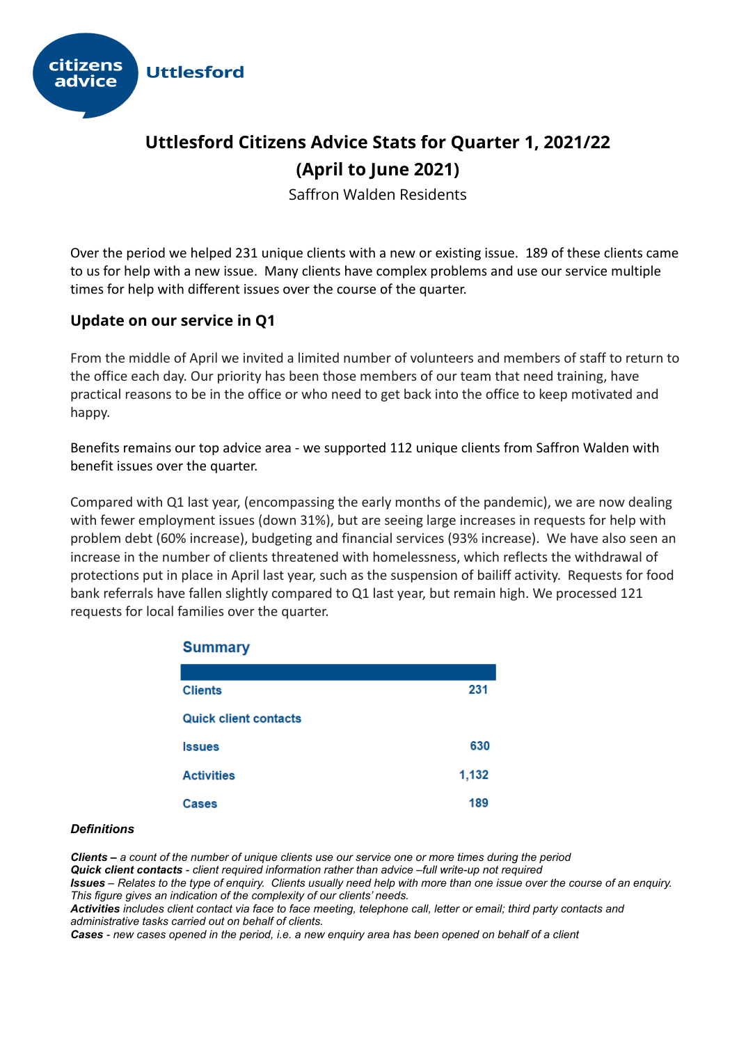citizens advice Uttlesford

# Uttlesford Citizens Advice Stats for Quarter 1, 2021/22 (April to June 2021)

Saffron Walden Residents

Over the period we helped 231 unique clients with a new or existing issue. 189 of these clients came to us for help with a new issue. Many clients have complex problems and use our service multiple times for help with different issues over the course of the quarter.

## Update on our service in Q1

From the middle of April we invited a limited number of volunteers and members of staff to return to the office each day. Our priority has been those members of our team that need training, have practical reasons to be in the office or who need to get back into the office to keep motivated and happy.

Benefits remains our top advice area - we supported 112 unique clients from Saffron Walden with benefit issues over the quarter.

Compared with Q1 last year, (encompassing the early months of the pandemic), we are now dealing with fewer employment issues (down 31%), but are seeing large increases in requests for help with problem debt (60% increase), budgeting and financial services (93% increase). We have also seen an increase in the number of clients threatened with homelessness, which reflects the withdrawal of protections put in place in April last year, such as the suspension of bailiff activity. Requests for food bank referrals have fallen slightly compared to Q1 last year, but remain high. We processed 121 requests for local families over the quarter.

### Summary

| | |
|---|---|
| Clients | 231 |
| Quick client contacts | |
| Issues | 630 |
| Activities | 1,132 |
| Cases | 189 |

***Definitions***

***Clients*** *– a count of the number of unique clients use our service one or more times during the period*
***Quick client contacts*** *- client required information rather than advice –full write-up not required*
***Issues*** *– Relates to the type of enquiry. Clients usually need help with more than one issue over the course of an enquiry. This figure gives an indication of the complexity of our clients' needs.*
***Activities*** *includes client contact via face to face meeting, telephone call, letter or email; third party contacts and administrative tasks carried out on behalf of clients.*
***Cases*** *- new cases opened in the period, i.e. a new enquiry area has been opened on behalf of a client*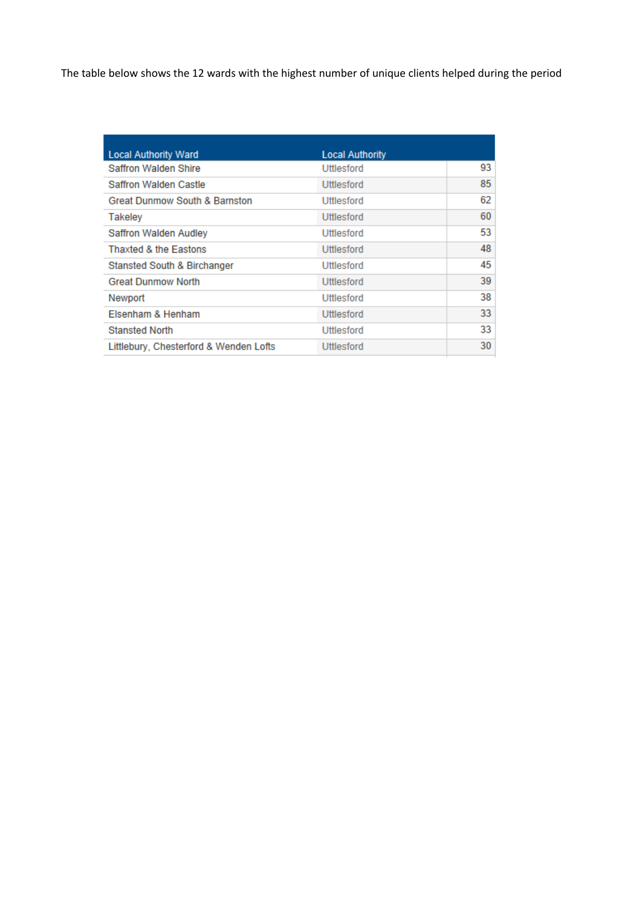The table below shows the 12 wards with the highest number of unique clients helped during the period

| Local Authority Ward | Local Authority | |
|---|---|---|
| Saffron Walden Shire | Uttlesford | 93 |
| Saffron Walden Castle | Uttlesford | 85 |
| Great Dunmow South & Barnston | Uttlesford | 62 |
| Takeley | Uttlesford | 60 |
| Saffron Walden Audley | Uttlesford | 53 |
| Thaxted & the Eastons | Uttlesford | 48 |
| Stansted South & Birchanger | Uttlesford | 45 |
| Great Dunmow North | Uttlesford | 39 |
| Newport | Uttlesford | 38 |
| Elsenham & Henham | Uttlesford | 33 |
| Stansted North | Uttlesford | 33 |
| Littlebury, Chesterford & Wenden Lofts | Uttlesford | 30 |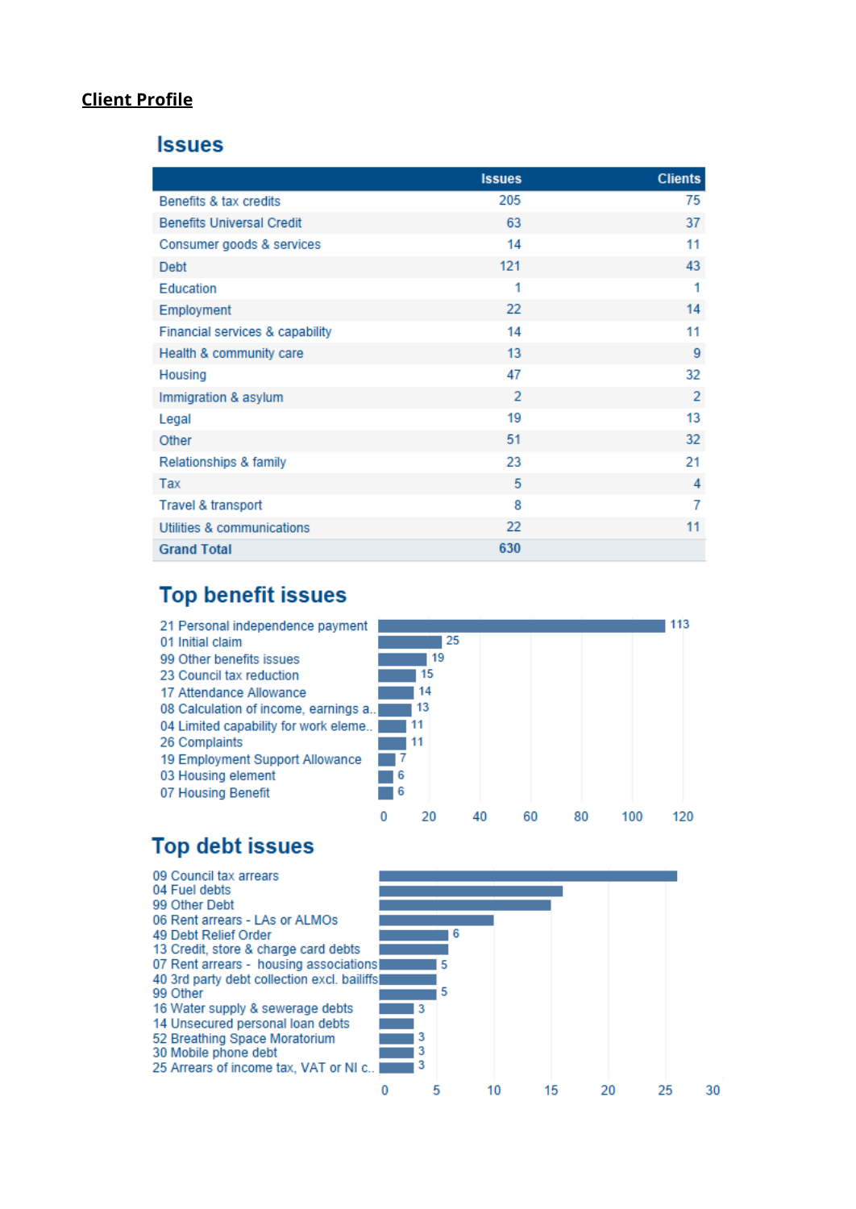**Client Profile**

## Issues

| | Issues | Clients |
|---|---|---|
| Benefits & tax credits | 205 | 75 |
| Benefits Universal Credit | 63 | 37 |
| Consumer goods & services | 14 | 11 |
| Debt | 121 | 43 |
| Education | 1 | 1 |
| Employment | 22 | 14 |
| Financial services & capability | 14 | 11 |
| Health & community care | 13 | 9 |
| Housing | 47 | 32 |
| Immigration & asylum | 2 | 2 |
| Legal | 19 | 13 |
| Other | 51 | 32 |
| Relationships & family | 23 | 21 |
| Tax | 5 | 4 |
| Travel & transport | 8 | 7 |
| Utilities & communications | 22 | 11 |
| **Grand Total** | **630** | |

## Top benefit issues

| Issue | Count |
|---|---|
| 21 Personal independence payment | 113 |
| 01 Initial claim | 25 |
| 99 Other benefits issues | 19 |
| 23 Council tax reduction | 15 |
| 17 Attendance Allowance | 14 |
| 08 Calculation of income, earnings a.. | 13 |
| 04 Limited capability for work eleme.. | 11 |
| 26 Complaints | 11 |
| 19 Employment Support Allowance | 7 |
| 03 Housing element | 6 |
| 07 Housing Benefit | 6 |

## Top debt issues

| Issue | Count |
|---|---|
| 09 Council tax arrears | |
| 04 Fuel debts | |
| 99 Other Debt | |
| 06 Rent arrears - LAs or ALMOs | |
| 49 Debt Relief Order | 6 |
| 13 Credit, store & charge card debts | |
| 07 Rent arrears - housing associations | 5 |
| 40 3rd party debt collection excl. bailiffs | |
| 99 Other | 5 |
| 16 Water supply & sewerage debts | 3 |
| 14 Unsecured personal loan debts | |
| 52 Breathing Space Moratorium | 3 |
| 30 Mobile phone debt | 3 |
| 25 Arrears of income tax, VAT or NI c.. | 3 |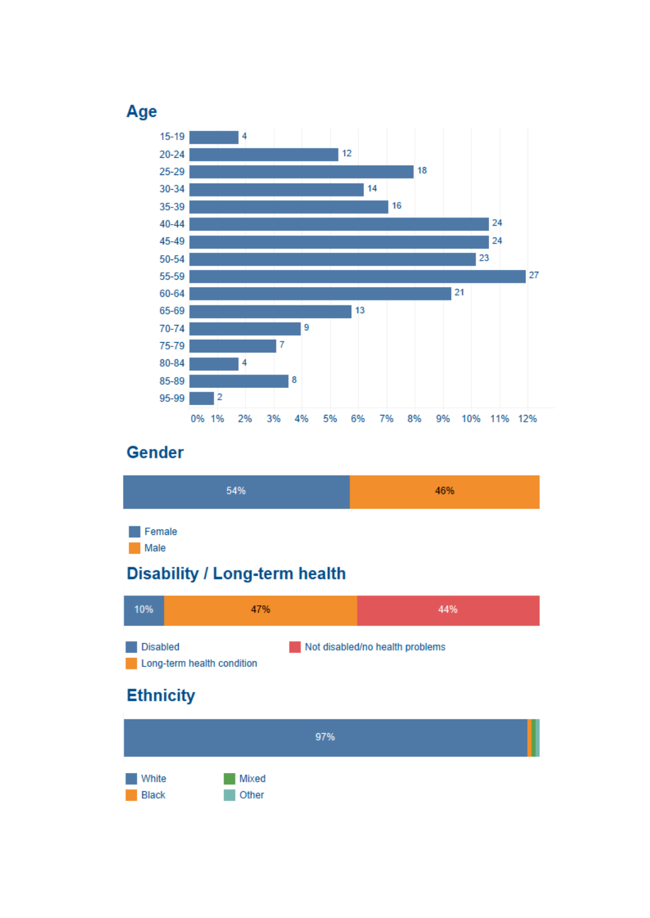## Age

| Age | Count |
|---|---|
| 15-19 | 4 |
| 20-24 | 12 |
| 25-29 | 18 |
| 30-34 | 14 |
| 35-39 | 16 |
| 40-44 | 24 |
| 45-49 | 24 |
| 50-54 | 23 |
| 55-59 | 27 |
| 60-64 | 21 |
| 65-69 | 13 |
| 70-74 | 9 |
| 75-79 | 7 |
| 80-84 | 4 |
| 85-89 | 8 |
| 95-99 | 2 |

0% 1% 2% 3% 4% 5% 6% 7% 8% 9% 10% 11% 12%

## Gender

| Female | Male |
|---|---|
| 54% | 46% |

## Disability / Long-term health

| Disabled | Long-term health condition | Not disabled/no health problems |
|---|---|---|
| 10% | 47% | 44% |

## Ethnicity

| White | Black | Mixed | Other |
|---|---|---|---|
| 97% | | | |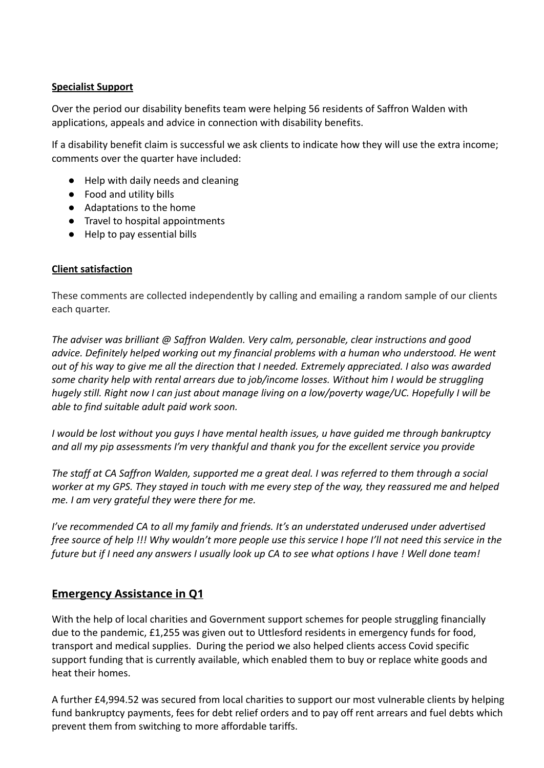**Specialist Support**

Over the period our disability benefits team were helping 56 residents of Saffron Walden with applications, appeals and advice in connection with disability benefits.

If a disability benefit claim is successful we ask clients to indicate how they will use the extra income; comments over the quarter have included:

- Help with daily needs and cleaning
- Food and utility bills
- Adaptations to the home
- Travel to hospital appointments
- Help to pay essential bills

**Client satisfaction**

These comments are collected independently by calling and emailing a random sample of our clients each quarter.

*The adviser was brilliant @ Saffron Walden. Very calm, personable, clear instructions and good advice. Definitely helped working out my financial problems with a human who understood. He went out of his way to give me all the direction that I needed. Extremely appreciated. I also was awarded some charity help with rental arrears due to job/income losses. Without him I would be struggling hugely still. Right now I can just about manage living on a low/poverty wage/UC. Hopefully I will be able to find suitable adult paid work soon.*

*I would be lost without you guys I have mental health issues, u have guided me through bankruptcy and all my pip assessments I'm very thankful and thank you for the excellent service you provide*

*The staff at CA Saffron Walden, supported me a great deal. I was referred to them through a social worker at my GPS. They stayed in touch with me every step of the way, they reassured me and helped me. I am very grateful they were there for me.*

*I've recommended CA to all my family and friends. It's an understated underused under advertised free source of help !!! Why wouldn't more people use this service I hope I'll not need this service in the future but if I need any answers I usually look up CA to see what options I have ! Well done team!*

## Emergency Assistance in Q1

With the help of local charities and Government support schemes for people struggling financially due to the pandemic, £1,255 was given out to Uttlesford residents in emergency funds for food, transport and medical supplies. During the period we also helped clients access Covid specific support funding that is currently available, which enabled them to buy or replace white goods and heat their homes.

A further £4,994.52 was secured from local charities to support our most vulnerable clients by helping fund bankruptcy payments, fees for debt relief orders and to pay off rent arrears and fuel debts which prevent them from switching to more affordable tariffs.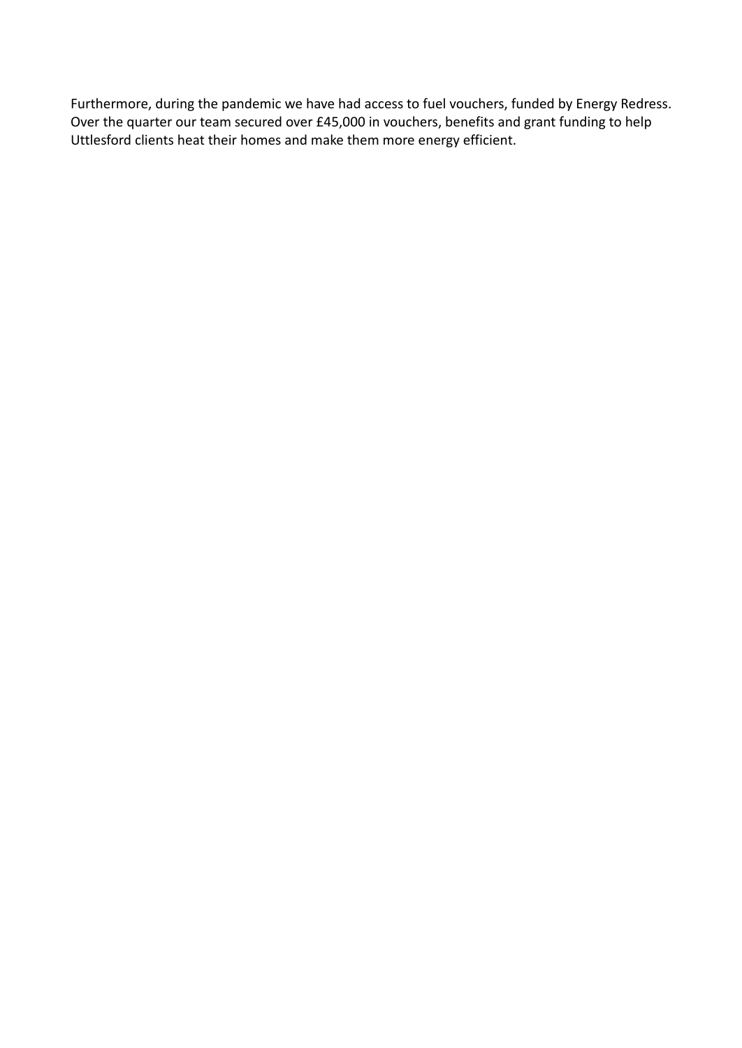Furthermore, during the pandemic we have had access to fuel vouchers, funded by Energy Redress. Over the quarter our team secured over £45,000 in vouchers, benefits and grant funding to help Uttlesford clients heat their homes and make them more energy efficient.